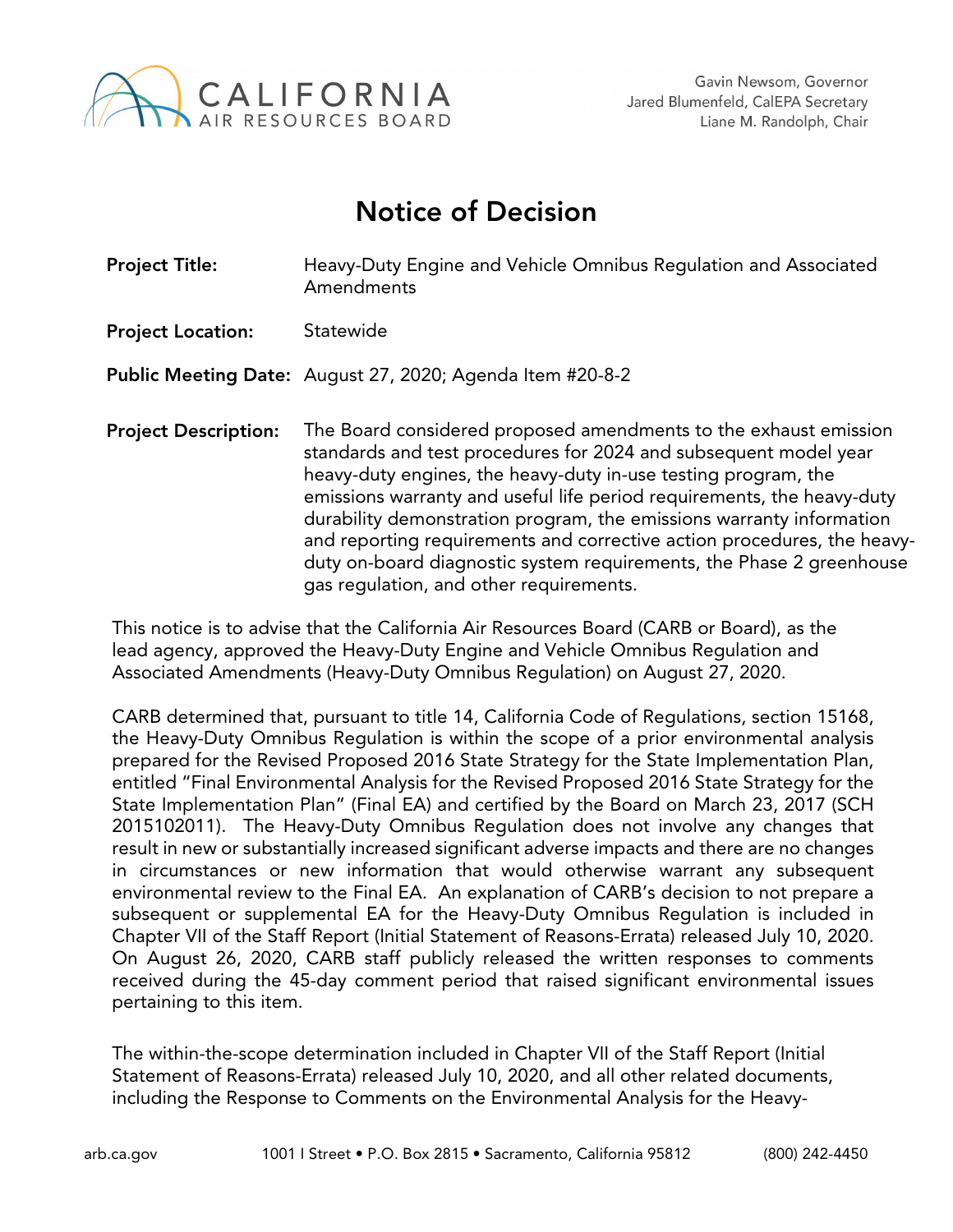CALIFORNIA AIR RESOURCES BOARD

Gavin Newsom, Governor
Jared Blumenfeld, CalEPA Secretary
Liane M. Randolph, Chair

# Notice of Decision

**Project Title:** Heavy-Duty Engine and Vehicle Omnibus Regulation and Associated Amendments

**Project Location:** Statewide

**Public Meeting Date:** August 27, 2020; Agenda Item #20-8-2

**Project Description:** The Board considered proposed amendments to the exhaust emission standards and test procedures for 2024 and subsequent model year heavy-duty engines, the heavy-duty in-use testing program, the emissions warranty and useful life period requirements, the heavy-duty durability demonstration program, the emissions warranty information and reporting requirements and corrective action procedures, the heavy-duty on-board diagnostic system requirements, the Phase 2 greenhouse gas regulation, and other requirements.

This notice is to advise that the California Air Resources Board (CARB or Board), as the lead agency, approved the Heavy-Duty Engine and Vehicle Omnibus Regulation and Associated Amendments (Heavy-Duty Omnibus Regulation) on August 27, 2020.

CARB determined that, pursuant to title 14, California Code of Regulations, section 15168, the Heavy-Duty Omnibus Regulation is within the scope of a prior environmental analysis prepared for the Revised Proposed 2016 State Strategy for the State Implementation Plan, entitled "Final Environmental Analysis for the Revised Proposed 2016 State Strategy for the State Implementation Plan" (Final EA) and certified by the Board on March 23, 2017 (SCH 2015102011). The Heavy-Duty Omnibus Regulation does not involve any changes that result in new or substantially increased significant adverse impacts and there are no changes in circumstances or new information that would otherwise warrant any subsequent environmental review to the Final EA. An explanation of CARB's decision to not prepare a subsequent or supplemental EA for the Heavy-Duty Omnibus Regulation is included in Chapter VII of the Staff Report (Initial Statement of Reasons-Errata) released July 10, 2020. On August 26, 2020, CARB staff publicly released the written responses to comments received during the 45-day comment period that raised significant environmental issues pertaining to this item.

The within-the-scope determination included in Chapter VII of the Staff Report (Initial Statement of Reasons-Errata) released July 10, 2020, and all other related documents, including the Response to Comments on the Environmental Analysis for the Heavy-

arb.ca.gov 1001 I Street • P.O. Box 2815 • Sacramento, California 95812 (800) 242-4450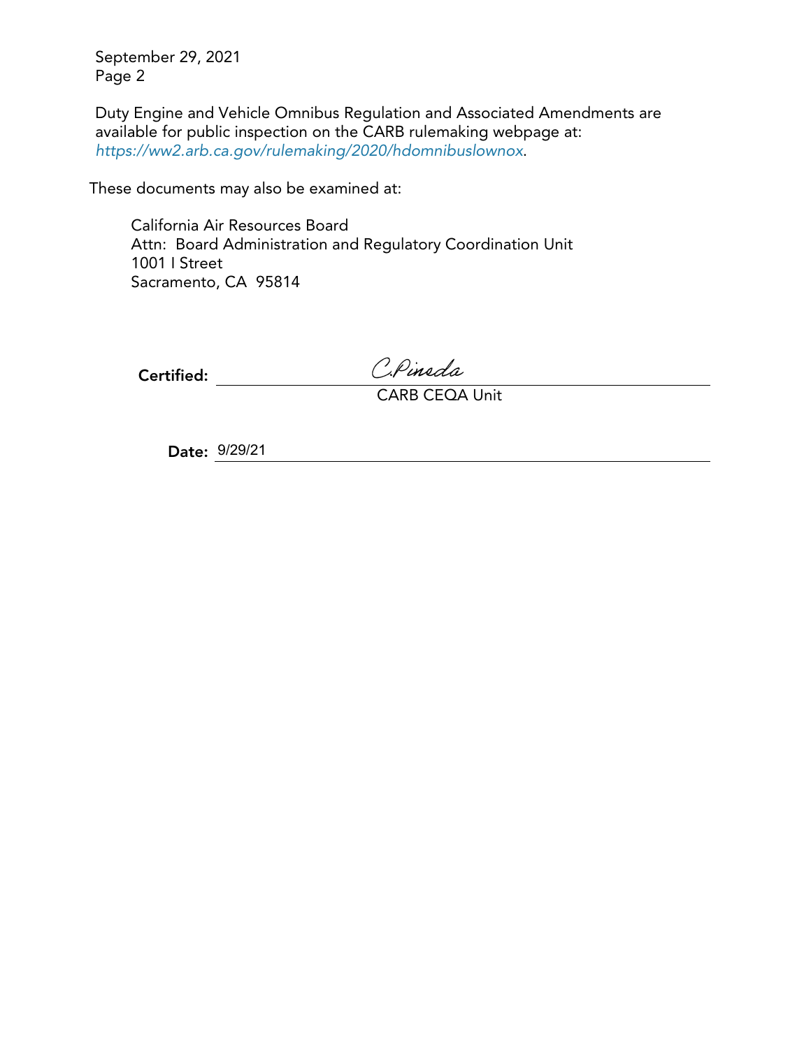Duty Engine and Vehicle Omnibus Regulation and Associated Amendments are available for public inspection on the CARB rulemaking webpage at: *https://ww2.arb.ca.gov/rulemaking/2020/hdomnibuslownox*.

These documents may also be examined at:

California Air Resources Board
Attn: Board Administration and Regulatory Coordination Unit
1001 I Street
Sacramento, CA 95814

**Certified:** C.Pineda
CARB CEQA Unit

**Date:** 9/29/21